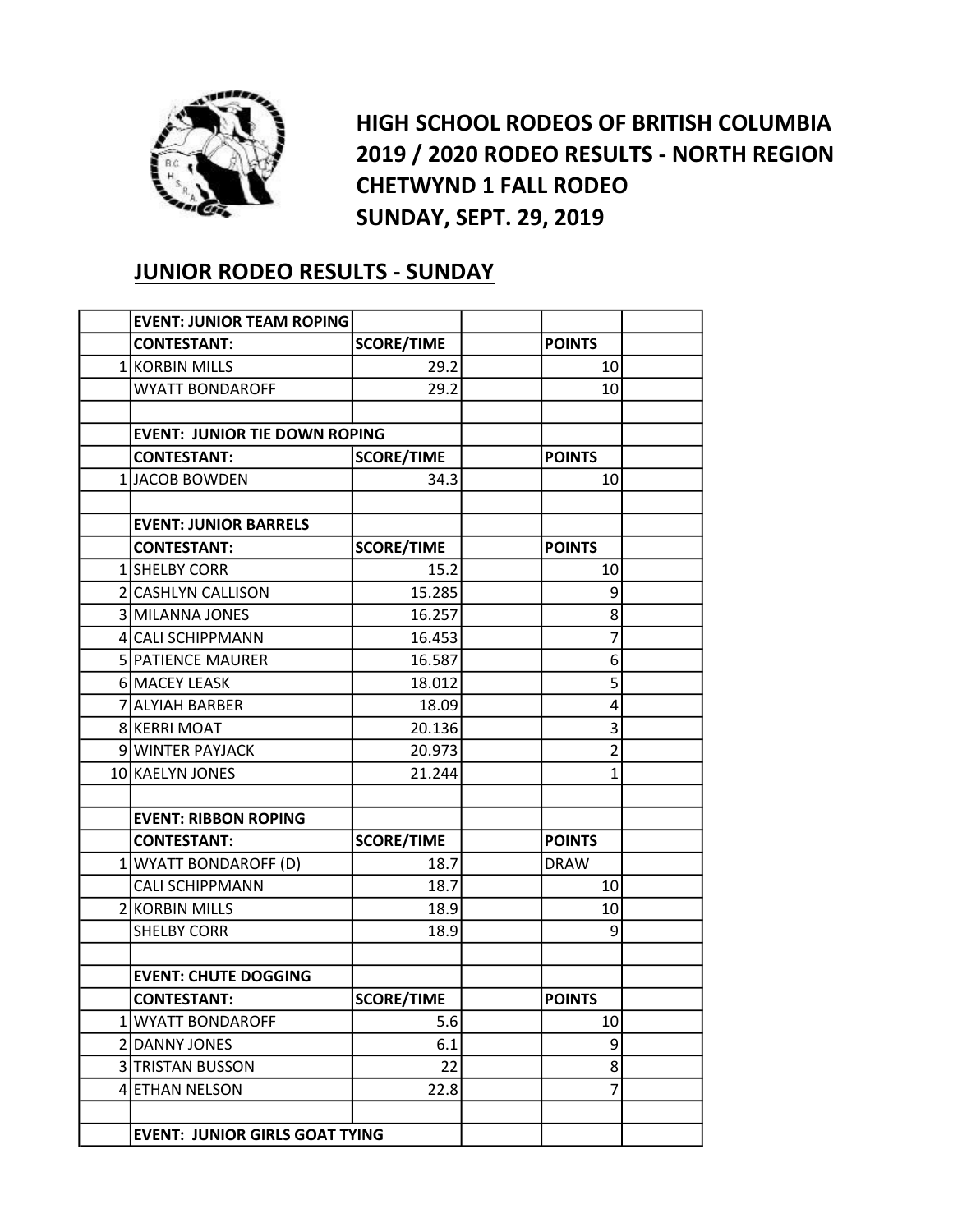# HIGH SCHOOL RODEOS OF BRITISH COLUMBIA
# 2019 / 2020 RODEO RESULTS - NORTH REGION
# CHETWYND 1 FALL RODEO
# SUNDAY, SEPT. 29, 2019

## JUNIOR RODEO RESULTS - SUNDAY

| | EVENT: JUNIOR TEAM ROPING | | | | |
|---|---|---|---|---|---|
| | CONTESTANT: | SCORE/TIME | | POINTS | |
| 1 | KORBIN MILLS | 29.2 | | 10 | |
| | WYATT BONDAROFF | 29.2 | | 10 | |
| | | | | | |
| | EVENT: JUNIOR TIE DOWN ROPING | | | | |
| | CONTESTANT: | SCORE/TIME | | POINTS | |
| 1 | JACOB BOWDEN | 34.3 | | 10 | |
| | | | | | |
| | EVENT: JUNIOR BARRELS | | | | |
| | CONTESTANT: | SCORE/TIME | | POINTS | |
| 1 | SHELBY CORR | 15.2 | | 10 | |
| 2 | CASHLYN CALLISON | 15.285 | | 9 | |
| 3 | MILANNA JONES | 16.257 | | 8 | |
| 4 | CALI SCHIPPMANN | 16.453 | | 7 | |
| 5 | PATIENCE MAURER | 16.587 | | 6 | |
| 6 | MACEY LEASK | 18.012 | | 5 | |
| 7 | ALYIAH BARBER | 18.09 | | 4 | |
| 8 | KERRI MOAT | 20.136 | | 3 | |
| 9 | WINTER PAYJACK | 20.973 | | 2 | |
| 10 | KAELYN JONES | 21.244 | | 1 | |
| | | | | | |
| | EVENT: RIBBON ROPING | | | | |
| | CONTESTANT: | SCORE/TIME | | POINTS | |
| 1 | WYATT BONDAROFF (D) | 18.7 | | DRAW | |
| | CALI SCHIPPMANN | 18.7 | | 10 | |
| 2 | KORBIN MILLS | 18.9 | | 10 | |
| | SHELBY CORR | 18.9 | | 9 | |
| | | | | | |
| | EVENT: CHUTE DOGGING | | | | |
| | CONTESTANT: | SCORE/TIME | | POINTS | |
| 1 | WYATT BONDAROFF | 5.6 | | 10 | |
| 2 | DANNY JONES | 6.1 | | 9 | |
| 3 | TRISTAN BUSSON | 22 | | 8 | |
| 4 | ETHAN NELSON | 22.8 | | 7 | |
| | | | | | |
| | EVENT: JUNIOR GIRLS GOAT TYING | | | | |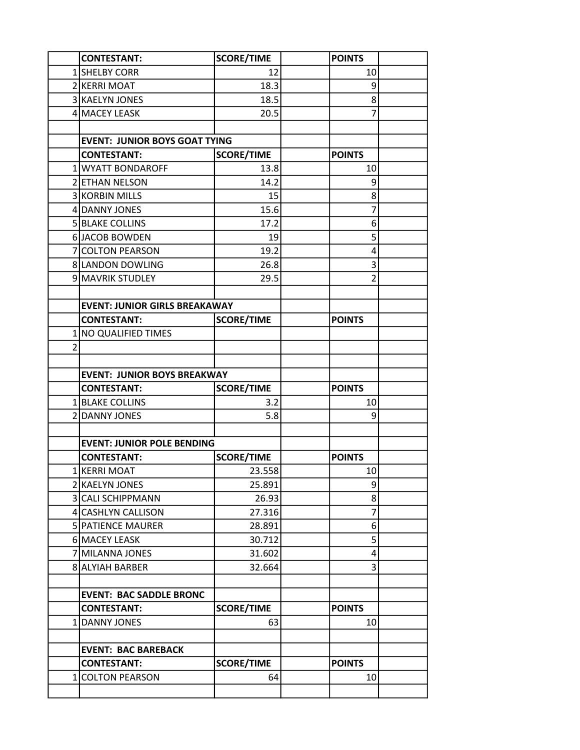| | CONTESTANT: | SCORE/TIME | | POINTS | |
|---|---|---|---|---|---|
| 1 | SHELBY CORR | 12 | | 10 | |
| 2 | KERRI MOAT | 18.3 | | 9 | |
| 3 | KAELYN JONES | 18.5 | | 8 | |
| 4 | MACEY LEASK | 20.5 | | 7 | |
| | | | | | |
| | **EVENT: JUNIOR BOYS GOAT TYING** | | | | |
| | **CONTESTANT:** | **SCORE/TIME** | | **POINTS** | |
| 1 | WYATT BONDAROFF | 13.8 | | 10 | |
| 2 | ETHAN NELSON | 14.2 | | 9 | |
| 3 | KORBIN MILLS | 15 | | 8 | |
| 4 | DANNY JONES | 15.6 | | 7 | |
| 5 | BLAKE COLLINS | 17.2 | | 6 | |
| 6 | JACOB BOWDEN | 19 | | 5 | |
| 7 | COLTON PEARSON | 19.2 | | 4 | |
| 8 | LANDON DOWLING | 26.8 | | 3 | |
| 9 | MAVRIK STUDLEY | 29.5 | | 2 | |
| | | | | | |
| | **EVENT: JUNIOR GIRLS BREAKAWAY** | | | | |
| | **CONTESTANT:** | **SCORE/TIME** | | **POINTS** | |
| 1 | NO QUALIFIED TIMES | | | | |
| 2 | | | | | |
| | | | | | |
| | **EVENT: JUNIOR BOYS BREAKWAY** | | | | |
| | **CONTESTANT:** | **SCORE/TIME** | | **POINTS** | |
| 1 | BLAKE COLLINS | 3.2 | | 10 | |
| 2 | DANNY JONES | 5.8 | | 9 | |
| | | | | | |
| | **EVENT: JUNIOR POLE BENDING** | | | | |
| | **CONTESTANT:** | **SCORE/TIME** | | **POINTS** | |
| 1 | KERRI MOAT | 23.558 | | 10 | |
| 2 | KAELYN JONES | 25.891 | | 9 | |
| 3 | CALI SCHIPPMANN | 26.93 | | 8 | |
| 4 | CASHLYN CALLISON | 27.316 | | 7 | |
| 5 | PATIENCE MAURER | 28.891 | | 6 | |
| 6 | MACEY LEASK | 30.712 | | 5 | |
| 7 | MILANNA JONES | 31.602 | | 4 | |
| 8 | ALYIAH BARBER | 32.664 | | 3 | |
| | | | | | |
| | **EVENT: BAC SADDLE BRONC** | | | | |
| | **CONTESTANT:** | **SCORE/TIME** | | **POINTS** | |
| 1 | DANNY JONES | 63 | | 10 | |
| | | | | | |
| | **EVENT: BAC BAREBACK** | | | | |
| | **CONTESTANT:** | **SCORE/TIME** | | **POINTS** | |
| 1 | COLTON PEARSON | 64 | | 10 | |
| | | | | | |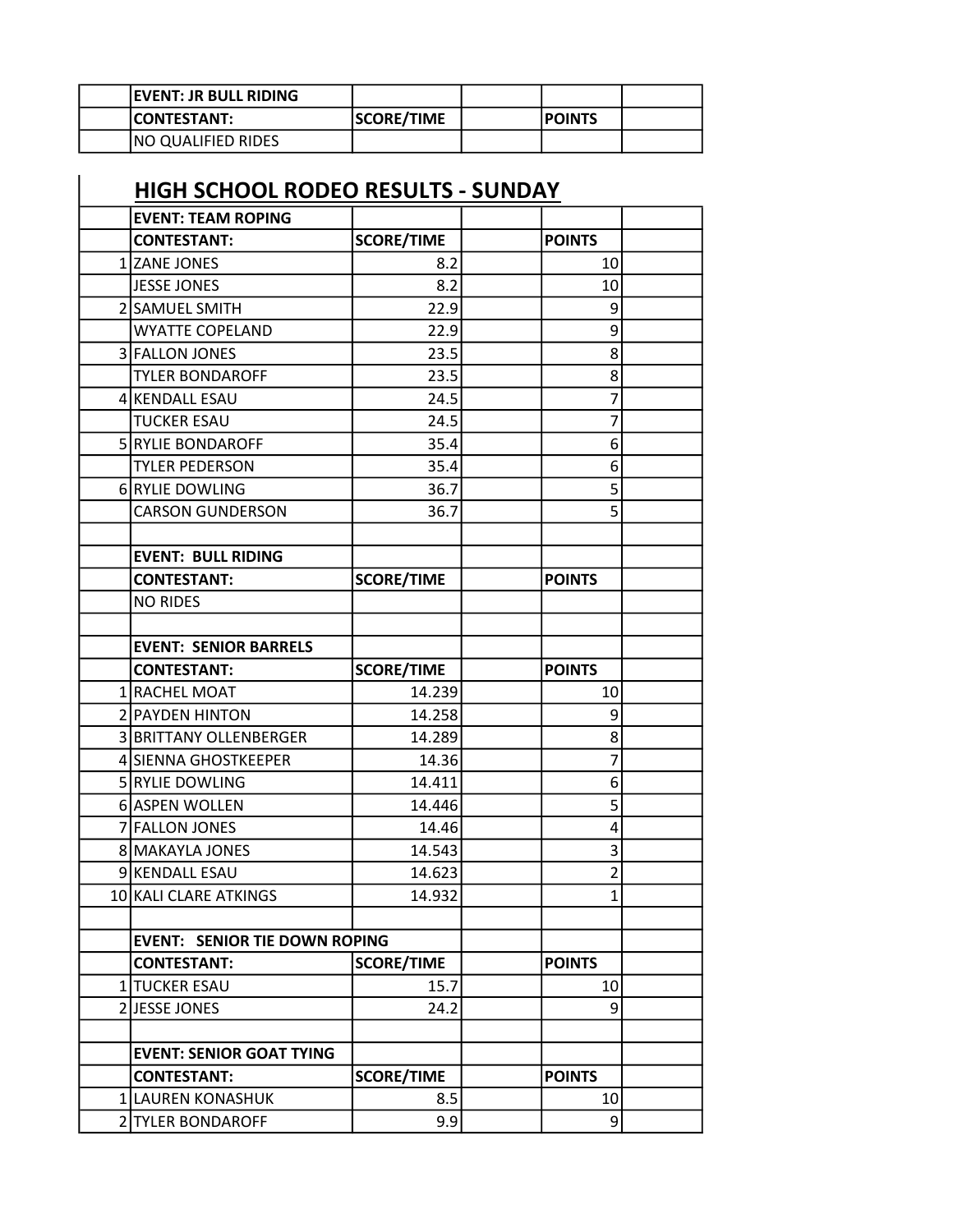| | EVENT: JR BULL RIDING | | | | |
|---|---|---|---|---|---|
| | CONTESTANT: | SCORE/TIME | | POINTS | |
| | NO QUALIFIED RIDES | | | | |

## HIGH SCHOOL RODEO RESULTS - SUNDAY

| | EVENT: TEAM ROPING | | | | |
|---|---|---|---|---|---|
| | CONTESTANT: | SCORE/TIME | | POINTS | |
| 1 | ZANE JONES | 8.2 | | 10 | |
| | JESSE JONES | 8.2 | | 10 | |
| 2 | SAMUEL SMITH | 22.9 | | 9 | |
| | WYATTE COPELAND | 22.9 | | 9 | |
| 3 | FALLON JONES | 23.5 | | 8 | |
| | TYLER BONDAROFF | 23.5 | | 8 | |
| 4 | KENDALL ESAU | 24.5 | | 7 | |
| | TUCKER ESAU | 24.5 | | 7 | |
| 5 | RYLIE BONDAROFF | 35.4 | | 6 | |
| | TYLER PEDERSON | 35.4 | | 6 | |
| 6 | RYLIE DOWLING | 36.7 | | 5 | |
| | CARSON GUNDERSON | 36.7 | | 5 | |
| | | | | | |
| | EVENT: BULL RIDING | | | | |
| | CONTESTANT: | SCORE/TIME | | POINTS | |
| | NO RIDES | | | | |
| | | | | | |
| | EVENT: SENIOR BARRELS | | | | |
| | CONTESTANT: | SCORE/TIME | | POINTS | |
| 1 | RACHEL MOAT | 14.239 | | 10 | |
| 2 | PAYDEN HINTON | 14.258 | | 9 | |
| 3 | BRITTANY OLLENBERGER | 14.289 | | 8 | |
| 4 | SIENNA GHOSTKEEPER | 14.36 | | 7 | |
| 5 | RYLIE DOWLING | 14.411 | | 6 | |
| 6 | ASPEN WOLLEN | 14.446 | | 5 | |
| 7 | FALLON JONES | 14.46 | | 4 | |
| 8 | MAKAYLA JONES | 14.543 | | 3 | |
| 9 | KENDALL ESAU | 14.623 | | 2 | |
| 10 | KALI CLARE ATKINGS | 14.932 | | 1 | |
| | | | | | |
| | EVENT: SENIOR TIE DOWN ROPING | | | | |
| | CONTESTANT: | SCORE/TIME | | POINTS | |
| 1 | TUCKER ESAU | 15.7 | | 10 | |
| 2 | JESSE JONES | 24.2 | | 9 | |
| | | | | | |
| | EVENT: SENIOR GOAT TYING | | | | |
| | CONTESTANT: | SCORE/TIME | | POINTS | |
| 1 | LAUREN KONASHUK | 8.5 | | 10 | |
| 2 | TYLER BONDAROFF | 9.9 | | 9 | |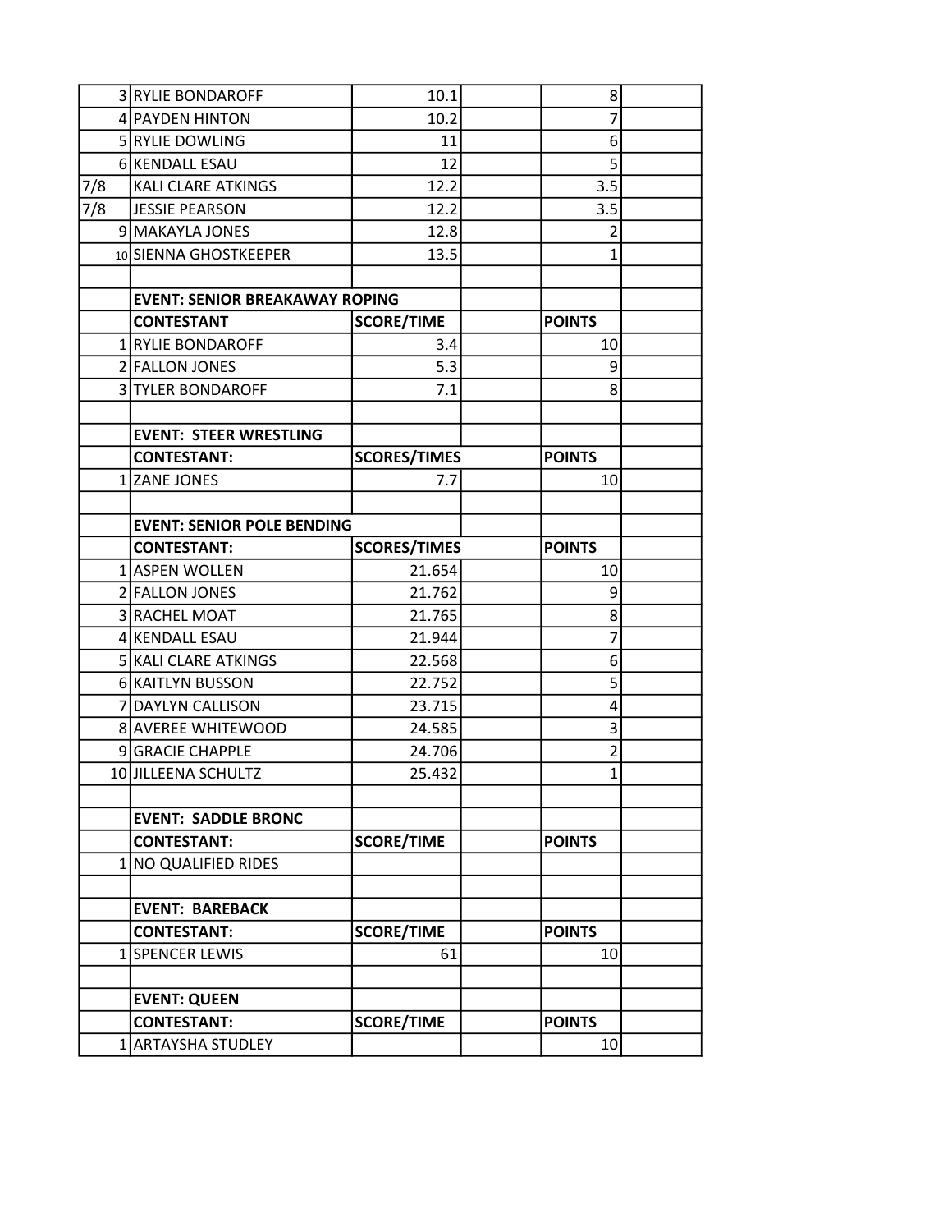| | | | | | |
|---|---|---|---|---|---|
| 3 | RYLIE BONDAROFF | 10.1 | | 8 | |
| 4 | PAYDEN HINTON | 10.2 | | 7 | |
| 5 | RYLIE DOWLING | 11 | | 6 | |
| 6 | KENDALL ESAU | 12 | | 5 | |
| 7/8 | KALI CLARE ATKINGS | 12.2 | | 3.5 | |
| 7/8 | JESSIE PEARSON | 12.2 | | 3.5 | |
| 9 | MAKAYLA JONES | 12.8 | | 2 | |
| 10 | SIENNA GHOSTKEEPER | 13.5 | | 1 | |
| | | | | | |
| | **EVENT: SENIOR BREAKAWAY ROPING** | | | | |
| | **CONTESTANT** | **SCORE/TIME** | | **POINTS** | |
| 1 | RYLIE BONDAROFF | 3.4 | | 10 | |
| 2 | FALLON JONES | 5.3 | | 9 | |
| 3 | TYLER BONDAROFF | 7.1 | | 8 | |
| | | | | | |
| | **EVENT: STEER WRESTLING** | | | | |
| | **CONTESTANT:** | **SCORES/TIMES** | | **POINTS** | |
| 1 | ZANE JONES | 7.7 | | 10 | |
| | | | | | |
| | **EVENT: SENIOR POLE BENDING** | | | | |
| | **CONTESTANT:** | **SCORES/TIMES** | | **POINTS** | |
| 1 | ASPEN WOLLEN | 21.654 | | 10 | |
| 2 | FALLON JONES | 21.762 | | 9 | |
| 3 | RACHEL MOAT | 21.765 | | 8 | |
| 4 | KENDALL ESAU | 21.944 | | 7 | |
| 5 | KALI CLARE ATKINGS | 22.568 | | 6 | |
| 6 | KAITLYN BUSSON | 22.752 | | 5 | |
| 7 | DAYLYN CALLISON | 23.715 | | 4 | |
| 8 | AVEREE WHITEWOOD | 24.585 | | 3 | |
| 9 | GRACIE CHAPPLE | 24.706 | | 2 | |
| 10 | JILLEENA SCHULTZ | 25.432 | | 1 | |
| | | | | | |
| | **EVENT: SADDLE BRONC** | | | | |
| | **CONTESTANT:** | **SCORE/TIME** | | **POINTS** | |
| 1 | NO QUALIFIED RIDES | | | | |
| | | | | | |
| | **EVENT: BAREBACK** | | | | |
| | **CONTESTANT:** | **SCORE/TIME** | | **POINTS** | |
| 1 | SPENCER LEWIS | 61 | | 10 | |
| | | | | | |
| | **EVENT: QUEEN** | | | | |
| | **CONTESTANT:** | **SCORE/TIME** | | **POINTS** | |
| 1 | ARTAYSHA STUDLEY | | | 10 | |